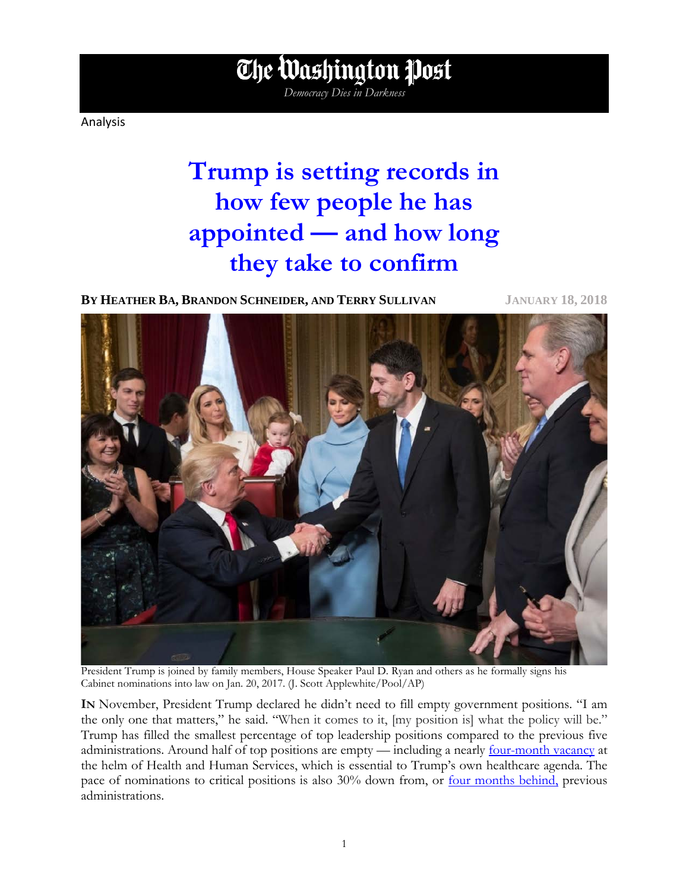The Washington Post

*Democracy Dies in Darkness*

Analysis

# Trump is setting records in how few people he has appointed — and how long they take to confirm

**BY HEATHER BA, BRANDON SCHNEIDER, AND TERRY SULLIVAN** JANUARY 18, 2018

President Trump is joined by family members, House Speaker Paul D. Ryan and others as he formally signs his Cabinet nominations into law on Jan. 20, 2017. (J. Scott Applewhite/Pool/AP)

**IN** November, President Trump declared he didn't need to fill empty government positions. "I am the only one that matters," he said. "When it comes to it, [my position is] what the policy will be." Trump has filled the smallest percentage of top leadership positions compared to the previous five administrations. Around half of top positions are empty — including a nearly four-month vacancy at the helm of Health and Human Services, which is essential to Trump's own healthcare agenda. The pace of nominations to critical positions is also 30% down from, or four months behind, previous administrations.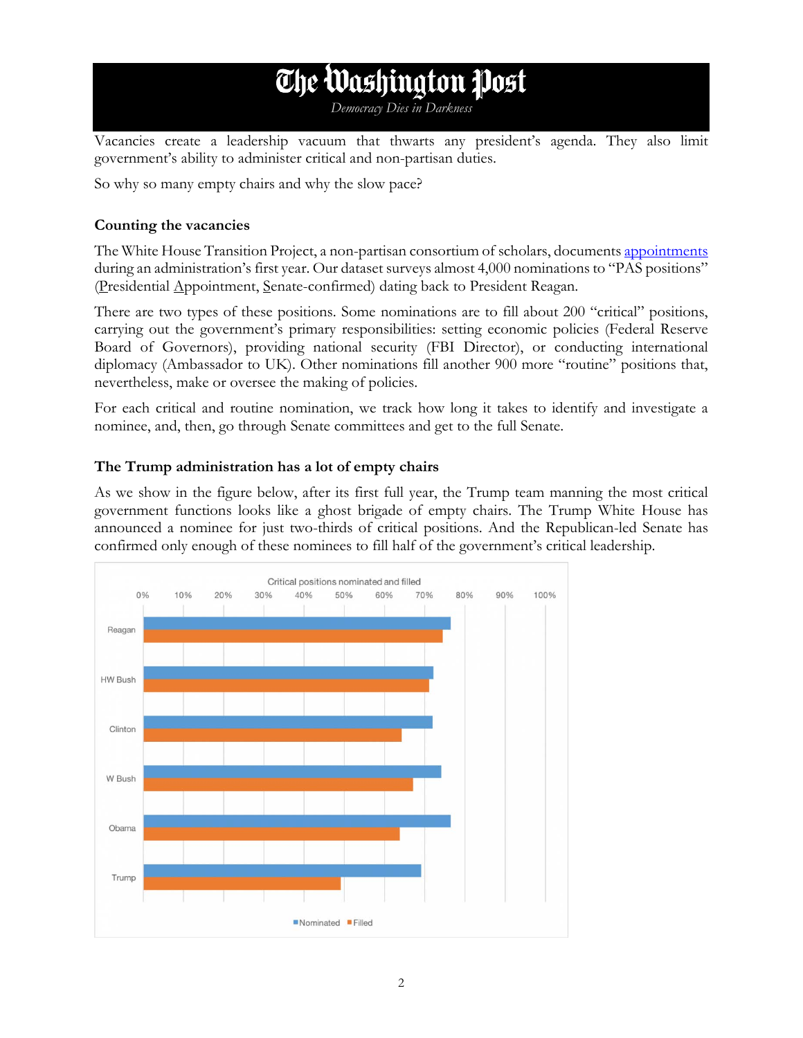Vacancies create a leadership vacuum that thwarts any president's agenda. They also limit government's ability to administer critical and non-partisan duties.

So why so many empty chairs and why the slow pace?

### Counting the vacancies

The White House Transition Project, a non-partisan consortium of scholars, documents appointments during an administration's first year. Our dataset surveys almost 4,000 nominations to "PAS positions" (Presidential Appointment, Senate-confirmed) dating back to President Reagan.

There are two types of these positions. Some nominations are to fill about 200 "critical" positions, carrying out the government's primary responsibilities: setting economic policies (Federal Reserve Board of Governors), providing national security (FBI Director), or conducting international diplomacy (Ambassador to UK). Other nominations fill another 900 more "routine" positions that, nevertheless, make or oversee the making of policies.

For each critical and routine nomination, we track how long it takes to identify and investigate a nominee, and, then, go through Senate committees and get to the full Senate.

### The Trump administration has a lot of empty chairs

As we show in the figure below, after its first full year, the Trump team manning the most critical government functions looks like a ghost brigade of empty chairs. The Trump White House has announced a nominee for just two-thirds of critical positions. And the Republican-led Senate has confirmed only enough of these nominees to fill half of the government's critical leadership.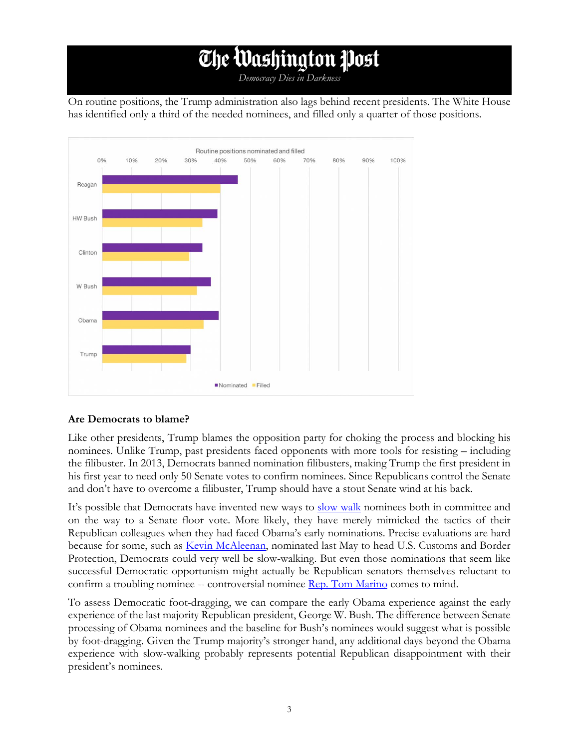On routine positions, the Trump administration also lags behind recent presidents. The White House has identified only a third of the needed nominees, and filled only a quarter of those positions.

Routine positions nominated and filled

■ Nominated ■ Filled

**Are Democrats to blame?**

Like other presidents, Trump blames the opposition party for choking the process and blocking his nominees. Unlike Trump, past presidents faced opponents with more tools for resisting – including the filibuster. In 2013, Democrats banned nomination filibusters, making Trump the first president in his first year to need only 50 Senate votes to confirm nominees. Since Republicans control the Senate and don't have to overcome a filibuster, Trump should have a stout Senate wind at his back.

It's possible that Democrats have invented new ways to slow walk nominees both in committee and on the way to a Senate floor vote. More likely, they have merely mimicked the tactics of their Republican colleagues when they had faced Obama's early nominations. Precise evaluations are hard because for some, such as Kevin McAleenan, nominated last May to head U.S. Customs and Border Protection, Democrats could very well be slow-walking. But even those nominations that seem like successful Democratic opportunism might actually be Republican senators themselves reluctant to confirm a troubling nominee -- controversial nominee Rep. Tom Marino comes to mind.

To assess Democratic foot-dragging, we can compare the early Obama experience against the early experience of the last majority Republican president, George W. Bush. The difference between Senate processing of Obama nominees and the baseline for Bush's nominees would suggest what is possible by foot-dragging. Given the Trump majority's stronger hand, any additional days beyond the Obama experience with slow-walking probably represents potential Republican disappointment with their president's nominees.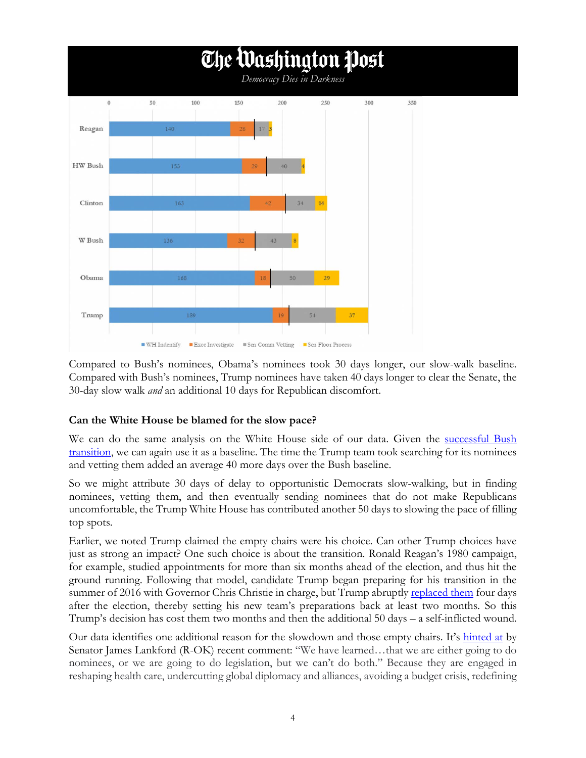**The Washington Post**

*Democracy Dies in Darkness*

| | WH Indentify | Exec Investigate | Sen Comm Vetting | Sen Floor Process |
|---|---|---|---|---|
| Reagan | 140 | 28 | 17 | 3 |
| HW Bush | 153 | 29 | 40 | 4 |
| Clinton | 163 | 42 | 34 | 14 |
| W Bush | 136 | 32 | 43 | 8 |
| Obama | 168 | 18 | 50 | 29 |
| Trump | 189 | 19 | 54 | 37 |

Compared to Bush's nominees, Obama's nominees took 30 days longer, our slow-walk baseline. Compared with Bush's nominees, Trump nominees have taken 40 days longer to clear the Senate, the 30-day slow walk *and* an additional 10 days for Republican discomfort.

**Can the White House be blamed for the slow pace?**

We can do the same analysis on the White House side of our data. Given the successful Bush transition, we can again use it as a baseline. The time the Trump team took searching for its nominees and vetting them added an average 40 more days over the Bush baseline.

So we might attribute 30 days of delay to opportunistic Democrats slow-walking, but in finding nominees, vetting them, and then eventually sending nominees that do not make Republicans uncomfortable, the Trump White House has contributed another 50 days to slowing the pace of filling top spots.

Earlier, we noted Trump claimed the empty chairs were his choice. Can other Trump choices have just as strong an impact? One such choice is about the transition. Ronald Reagan's 1980 campaign, for example, studied appointments for more than six months ahead of the election, and thus hit the ground running. Following that model, candidate Trump began preparing for his transition in the summer of 2016 with Governor Chris Christie in charge, but Trump abruptly replaced them four days after the election, thereby setting his new team's preparations back at least two months. So this Trump's decision has cost them two months and then the additional 50 days – a self-inflicted wound.

Our data identifies one additional reason for the slowdown and those empty chairs. It's hinted at by Senator James Lankford (R-OK) recent comment: "We have learned…that we are either going to do nominees, or we are going to do legislation, but we can't do both." Because they are engaged in reshaping health care, undercutting global diplomacy and alliances, avoiding a budget crisis, redefining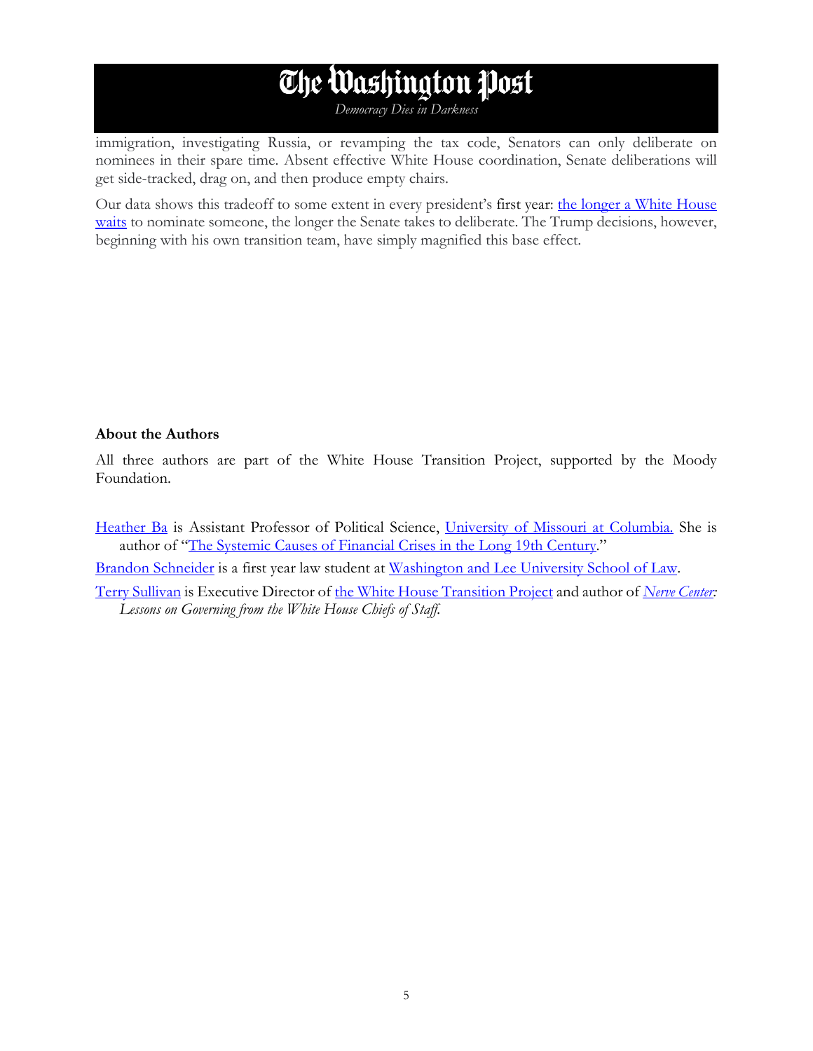immigration, investigating Russia, or revamping the tax code, Senators can only deliberate on nominees in their spare time. Absent effective White House coordination, Senate deliberations will get side-tracked, drag on, and then produce empty chairs.

Our data shows this tradeoff to some extent in every president's first year: [the longer a White House waits]() to nominate someone, the longer the Senate takes to deliberate. The Trump decisions, however, beginning with his own transition team, have simply magnified this base effect.

**About the Authors**

All three authors are part of the White House Transition Project, supported by the Moody Foundation.

[Heather Ba]() is Assistant Professor of Political Science, [University of Missouri at Columbia.]() She is author of "[The Systemic Causes of Financial Crises in the Long 19th Century]()."

[Brandon Schneider]() is a first year law student at [Washington and Lee University School of Law]().

[Terry Sullivan]() is Executive Director of [the White House Transition Project]() and author of *[Nerve Center](): Lessons on Governing from the White House Chiefs of Staff.*